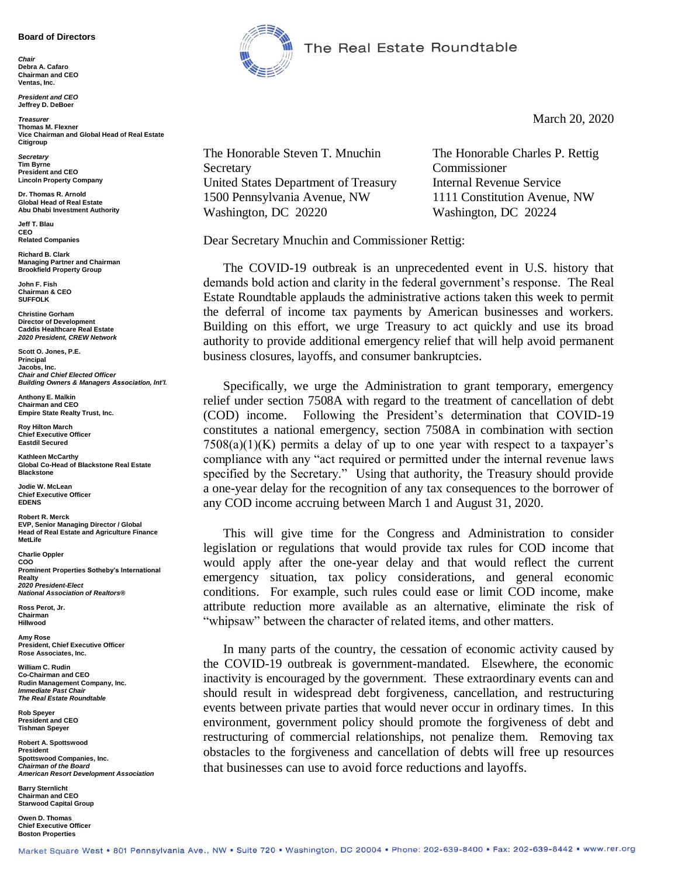# The Real Estate Roundtable

**Board of Directors**

***Chair***
**Debra A. Cafaro**
**Chairman and CEO**
**Ventas, Inc.**

***President and CEO***
**Jeffrey D. DeBoer**

***Treasurer***
**Thomas M. Flexner**
**Vice Chairman and Global Head of Real Estate**
**Citigroup**

***Secretary***
**Tim Byrne**
**President and CEO**
**Lincoln Property Company**

**Dr. Thomas R. Arnold**
**Global Head of Real Estate**
**Abu Dhabi Investment Authority**

**Jeff T. Blau**
**CEO**
**Related Companies**

**Richard B. Clark**
**Managing Partner and Chairman**
**Brookfield Property Group**

**John F. Fish**
**Chairman & CEO**
**SUFFOLK**

**Christine Gorham**
**Director of Development**
**Caddis Healthcare Real Estate**
***2020 President, CREW Network***

**Scott O. Jones, P.E.**
**Principal**
**Jacobs, Inc.**
***Chair and Chief Elected Officer***
***Building Owners & Managers Association, Int'l.***

**Anthony E. Malkin**
**Chairman and CEO**
**Empire State Realty Trust, Inc.**

**Roy Hilton March**
**Chief Executive Officer**
**Eastdil Secured**

**Kathleen McCarthy**
**Global Co-Head of Blackstone Real Estate**
**Blackstone**

**Jodie W. McLean**
**Chief Executive Officer**
**EDENS**

**Robert R. Merck**
**EVP, Senior Managing Director / Global Head of Real Estate and Agriculture Finance**
**MetLife**

**Charlie Oppler**
**COO**
**Prominent Properties Sotheby's International Realty**
***2020 President-Elect***
***National Association of Realtors®***

**Ross Perot, Jr.**
**Chairman**
**Hillwood**

**Amy Rose**
**President, Chief Executive Officer**
**Rose Associates, Inc.**

**William C. Rudin**
**Co-Chairman and CEO**
**Rudin Management Company, Inc.**
***Immediate Past Chair***
***The Real Estate Roundtable***

**Rob Speyer**
**President and CEO**
**Tishman Speyer**

**Robert A. Spottswood**
**President**
**Spottswood Companies, Inc.**
***Chairman of the Board***
***American Resort Development Association***

**Barry Sternlicht**
**Chairman and CEO**
**Starwood Capital Group**

**Owen D. Thomas**
**Chief Executive Officer**
**Boston Properties**

---

March 20, 2020

The Honorable Steven T. Mnuchin
Secretary
United States Department of Treasury
1500 Pennsylvania Avenue, NW
Washington, DC 20220

The Honorable Charles P. Rettig
Commissioner
Internal Revenue Service
1111 Constitution Avenue, NW
Washington, DC 20224

Dear Secretary Mnuchin and Commissioner Rettig:

The COVID-19 outbreak is an unprecedented event in U.S. history that demands bold action and clarity in the federal government's response. The Real Estate Roundtable applauds the administrative actions taken this week to permit the deferral of income tax payments by American businesses and workers. Building on this effort, we urge Treasury to act quickly and use its broad authority to provide additional emergency relief that will help avoid permanent business closures, layoffs, and consumer bankruptcies.

Specifically, we urge the Administration to grant temporary, emergency relief under section 7508A with regard to the treatment of cancellation of debt (COD) income. Following the President's determination that COVID-19 constitutes a national emergency, section 7508A in combination with section 7508(a)(1)(K) permits a delay of up to one year with respect to a taxpayer's compliance with any "act required or permitted under the internal revenue laws specified by the Secretary." Using that authority, the Treasury should provide a one-year delay for the recognition of any tax consequences to the borrower of any COD income accruing between March 1 and August 31, 2020.

This will give time for the Congress and Administration to consider legislation or regulations that would provide tax rules for COD income that would apply after the one-year delay and that would reflect the current emergency situation, tax policy considerations, and general economic conditions. For example, such rules could ease or limit COD income, make attribute reduction more available as an alternative, eliminate the risk of "whipsaw" between the character of related items, and other matters.

In many parts of the country, the cessation of economic activity caused by the COVID-19 outbreak is government-mandated. Elsewhere, the economic inactivity is encouraged by the government. These extraordinary events can and should result in widespread debt forgiveness, cancellation, and restructuring events between private parties that would never occur in ordinary times. In this environment, government policy should promote the forgiveness of debt and restructuring of commercial relationships, not penalize them. Removing tax obstacles to the forgiveness and cancellation of debts will free up resources that businesses can use to avoid force reductions and layoffs.

Market Square West • 801 Pennsylvania Ave., NW • Suite 720 • Washington, DC 20004 • Phone: 202-639-8400 • Fax: 202-639-8442 • www.rer.org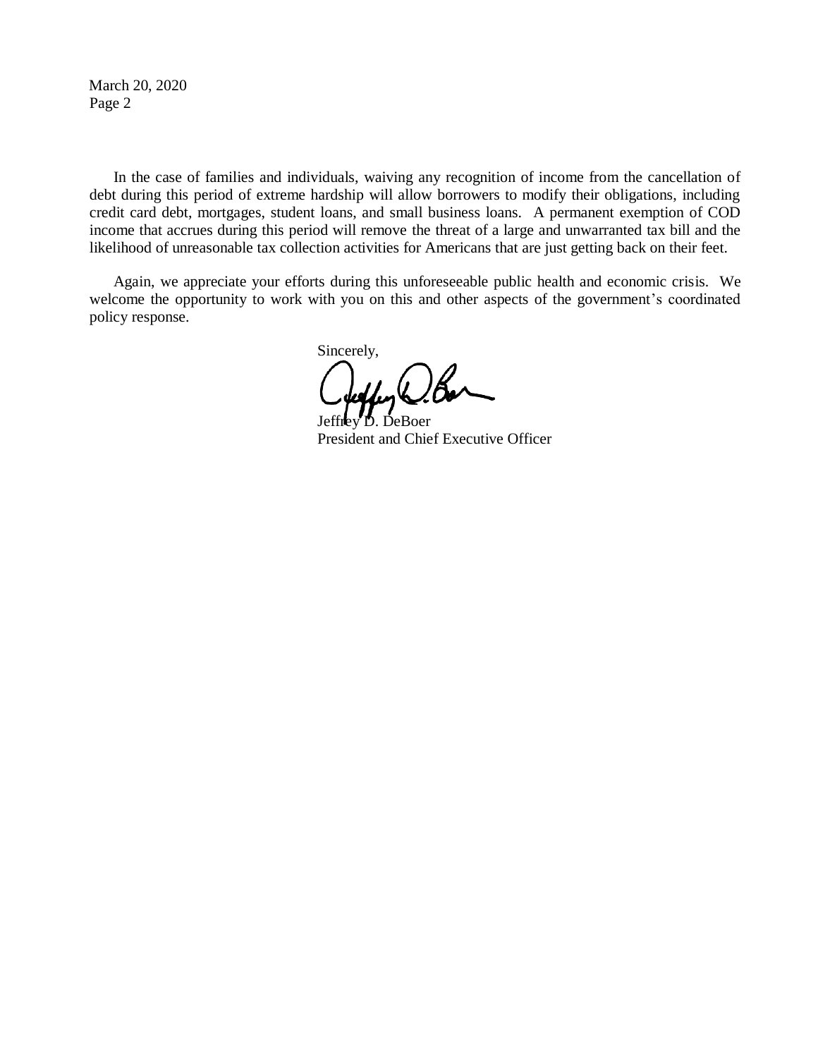In the case of families and individuals, waiving any recognition of income from the cancellation of debt during this period of extreme hardship will allow borrowers to modify their obligations, including credit card debt, mortgages, student loans, and small business loans. A permanent exemption of COD income that accrues during this period will remove the threat of a large and unwarranted tax bill and the likelihood of unreasonable tax collection activities for Americans that are just getting back on their feet.

Again, we appreciate your efforts during this unforeseeable public health and economic crisis. We welcome the opportunity to work with you on this and other aspects of the government's coordinated policy response.

Sincerely,

Jeffrey D. DeBoer
President and Chief Executive Officer